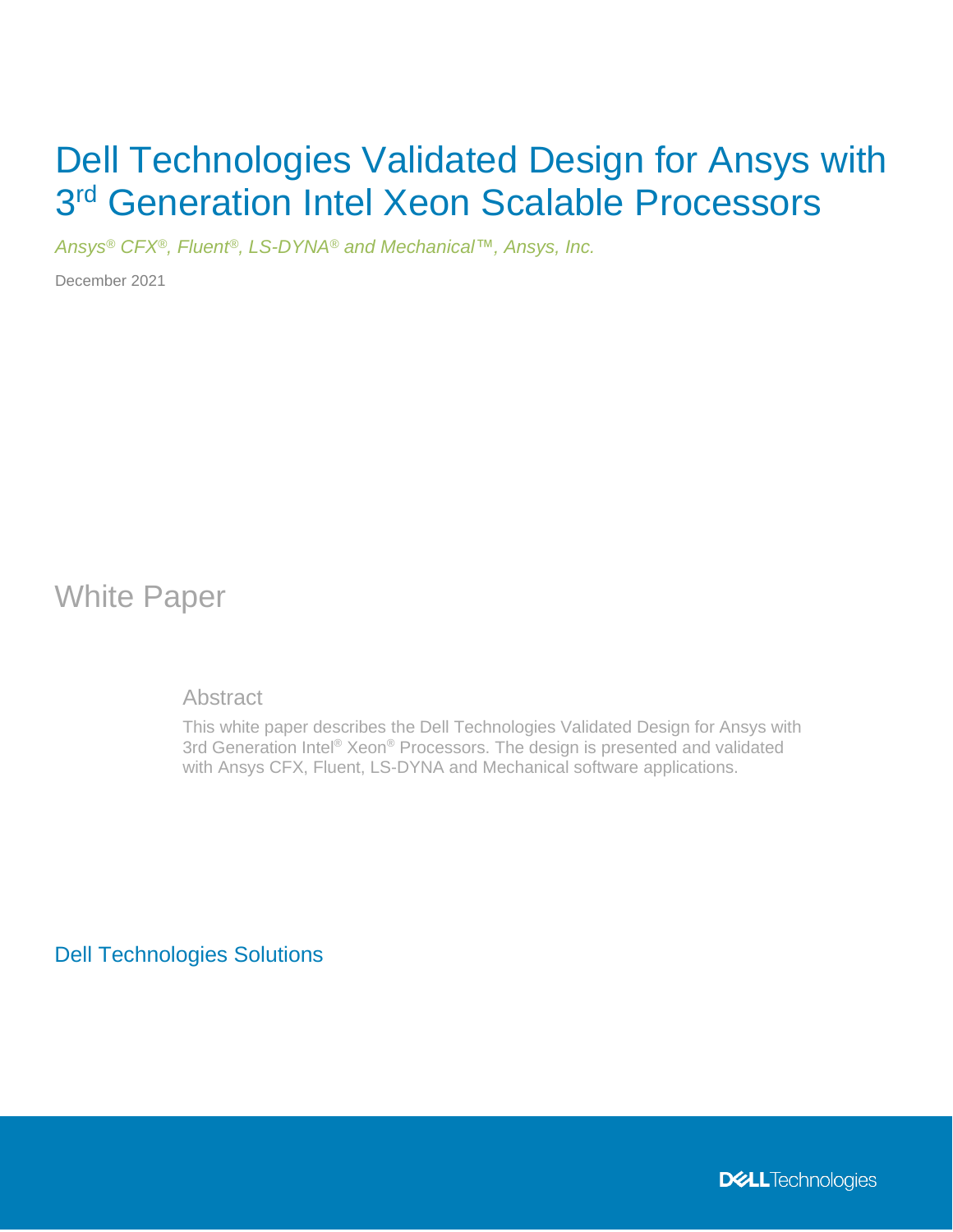# Dell Technologies Validated Design for Ansys with 3rd Generation Intel Xeon Scalable Processors

*Ansys® CFX®, Fluent®, LS-DYNA® and Mechanical™, Ansys, Inc.*

December 2021

## White Paper

### Abstract

This white paper describes the Dell Technologies Validated Design for Ansys with 3rd Generation Intel® Xeon® Processors. The design is presented and validated with Ansys CFX, Fluent, LS-DYNA and Mechanical software applications.

Dell Technologies Solutions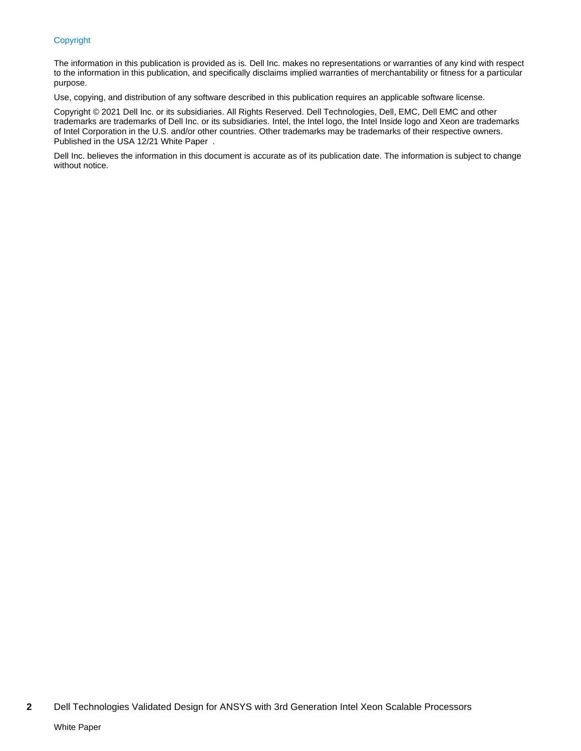## Copyright

The information in this publication is provided as is. Dell Inc. makes no representations or warranties of any kind with respect to the information in this publication, and specifically disclaims implied warranties of merchantability or fitness for a particular purpose.

Use, copying, and distribution of any software described in this publication requires an applicable software license.

Copyright © 2021 Dell Inc. or its subsidiaries. All Rights Reserved. Dell Technologies, Dell, EMC, Dell EMC and other trademarks are trademarks of Dell Inc. or its subsidiaries. Intel, the Intel logo, the Intel Inside logo and Xeon are trademarks of Intel Corporation in the U.S. and/or other countries. Other trademarks may be trademarks of their respective owners. Published in the USA 12/21 White Paper .

Dell Inc. believes the information in this document is accurate as of its publication date. The information is subject to change without notice.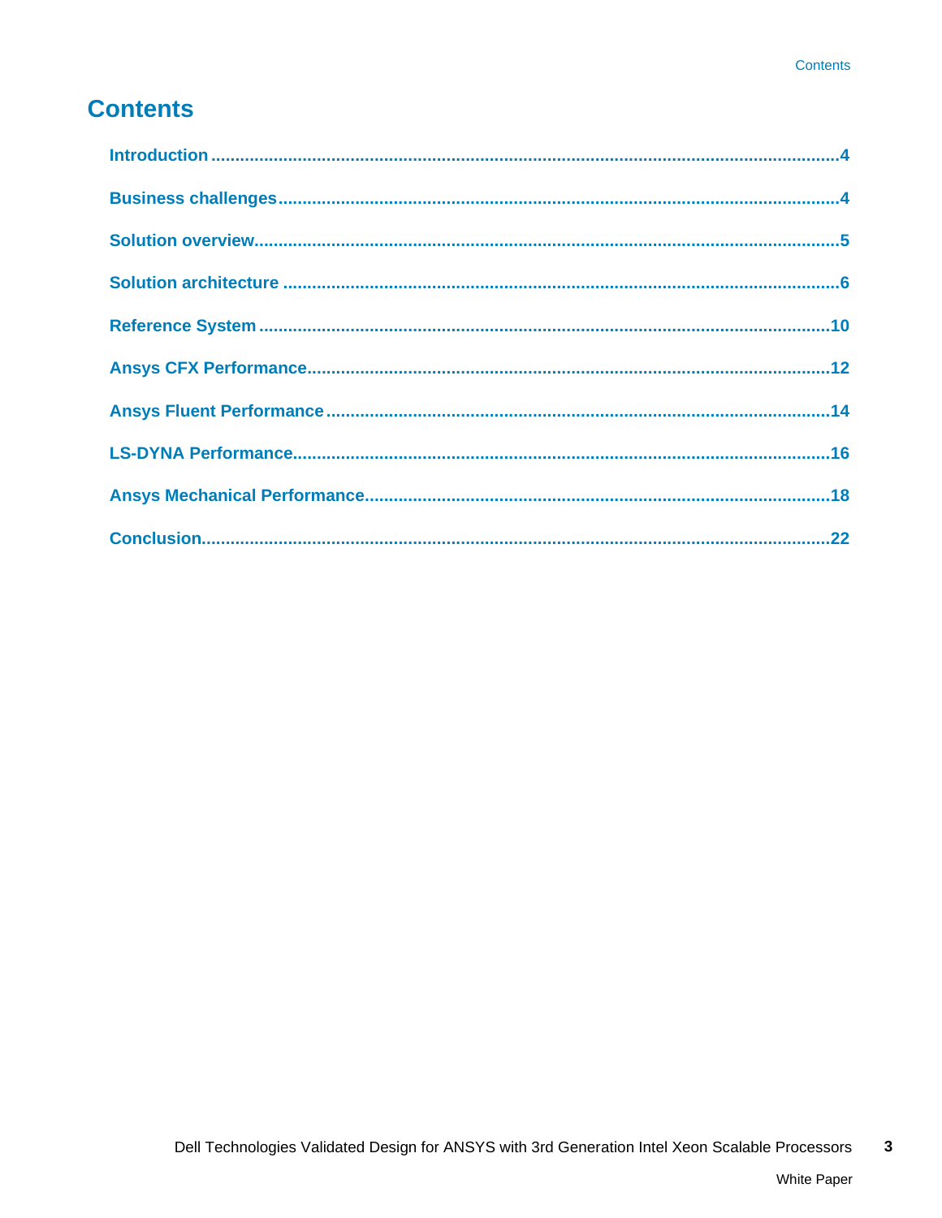# Contents

Introduction .......................................................................................................................4

Business challenges...........................................................................................................4

Solution overview................................................................................................................5

Solution architecture ..........................................................................................................6

Reference System ............................................................................................................10

Ansys CFX Performance...................................................................................................12

Ansys Fluent Performance ...............................................................................................14

LS-DYNA Performance......................................................................................................16

Ansys Mechanical Performance.......................................................................................18

Conclusion.........................................................................................................................22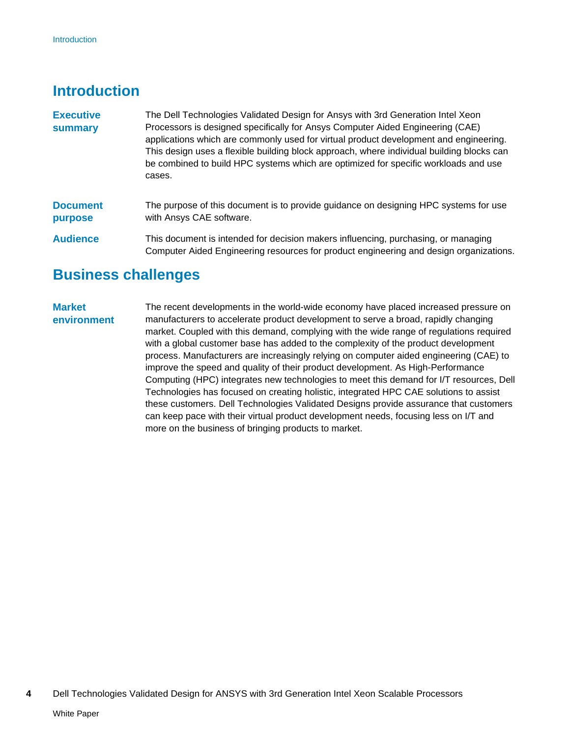# Introduction

## Executive summary

The Dell Technologies Validated Design for Ansys with 3rd Generation Intel Xeon Processors is designed specifically for Ansys Computer Aided Engineering (CAE) applications which are commonly used for virtual product development and engineering. This design uses a flexible building block approach, where individual building blocks can be combined to build HPC systems which are optimized for specific workloads and use cases.

## Document purpose

The purpose of this document is to provide guidance on designing HPC systems for use with Ansys CAE software.

## Audience

This document is intended for decision makers influencing, purchasing, or managing Computer Aided Engineering resources for product engineering and design organizations.

# Business challenges

## Market environment

The recent developments in the world-wide economy have placed increased pressure on manufacturers to accelerate product development to serve a broad, rapidly changing market. Coupled with this demand, complying with the wide range of regulations required with a global customer base has added to the complexity of the product development process. Manufacturers are increasingly relying on computer aided engineering (CAE) to improve the speed and quality of their product development. As High-Performance Computing (HPC) integrates new technologies to meet this demand for I/T resources, Dell Technologies has focused on creating holistic, integrated HPC CAE solutions to assist these customers. Dell Technologies Validated Designs provide assurance that customers can keep pace with their virtual product development needs, focusing less on I/T and more on the business of bringing products to market.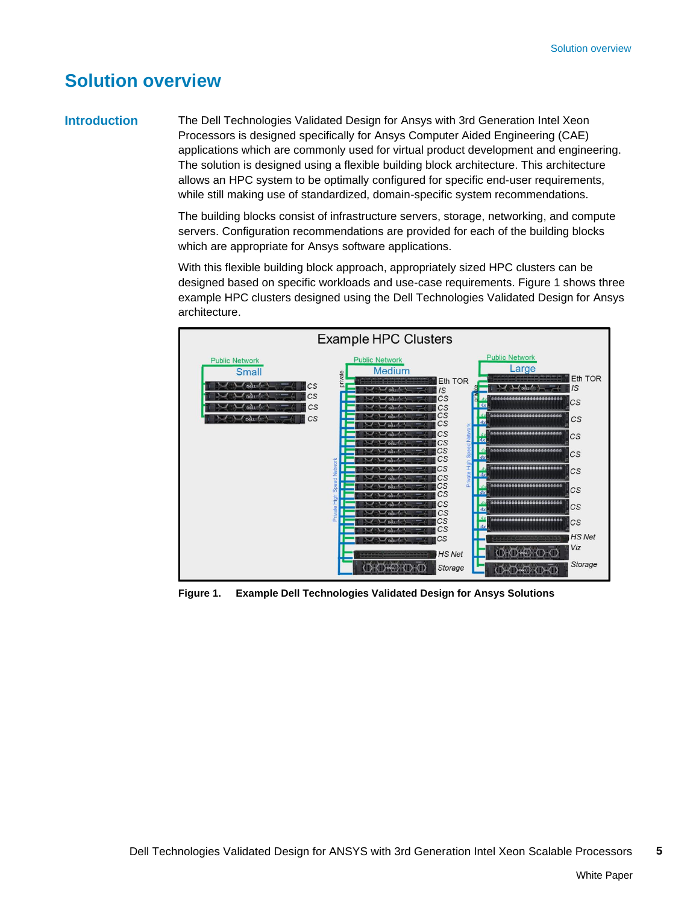# Solution overview

## Introduction

The Dell Technologies Validated Design for Ansys with 3rd Generation Intel Xeon Processors is designed specifically for Ansys Computer Aided Engineering (CAE) applications which are commonly used for virtual product development and engineering. The solution is designed using a flexible building block architecture. This architecture allows an HPC system to be optimally configured for specific end-user requirements, while still making use of standardized, domain-specific system recommendations.

The building blocks consist of infrastructure servers, storage, networking, and compute servers. Configuration recommendations are provided for each of the building blocks which are appropriate for Ansys software applications.

With this flexible building block approach, appropriately sized HPC clusters can be designed based on specific workloads and use-case requirements. Figure 1 shows three example HPC clusters designed using the Dell Technologies Validated Design for Ansys architecture.

**Figure 1. Example Dell Technologies Validated Design for Ansys Solutions**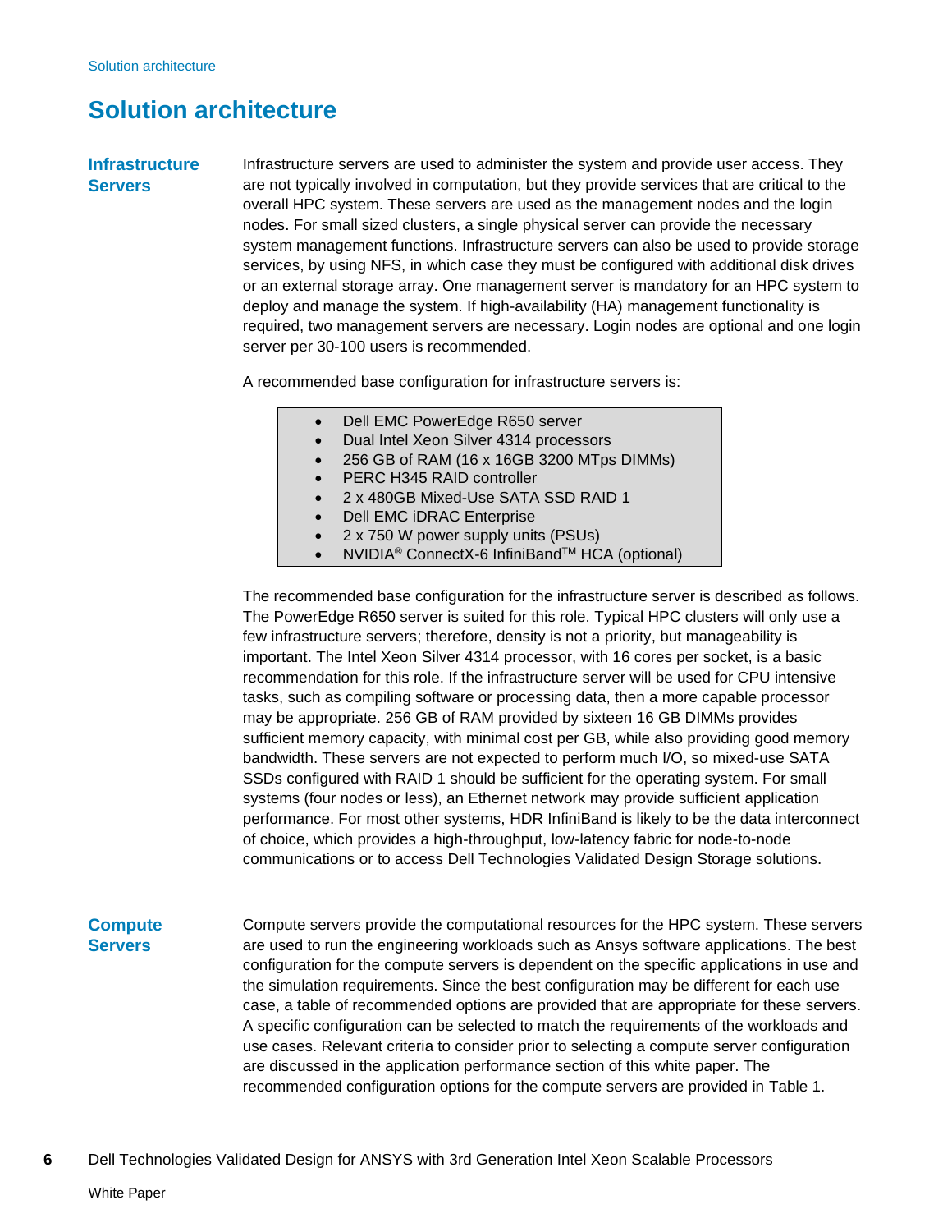# Solution architecture

## Infrastructure Servers

Infrastructure servers are used to administer the system and provide user access. They are not typically involved in computation, but they provide services that are critical to the overall HPC system. These servers are used as the management nodes and the login nodes. For small sized clusters, a single physical server can provide the necessary system management functions. Infrastructure servers can also be used to provide storage services, by using NFS, in which case they must be configured with additional disk drives or an external storage array. One management server is mandatory for an HPC system to deploy and manage the system. If high-availability (HA) management functionality is required, two management servers are necessary. Login nodes are optional and one login server per 30-100 users is recommended.

A recommended base configuration for infrastructure servers is:

- Dell EMC PowerEdge R650 server
- Dual Intel Xeon Silver 4314 processors
- 256 GB of RAM (16 x 16GB 3200 MTps DIMMs)
- PERC H345 RAID controller
- 2 x 480GB Mixed-Use SATA SSD RAID 1
- Dell EMC iDRAC Enterprise
- 2 x 750 W power supply units (PSUs)
- NVIDIA® ConnectX-6 InfiniBand™ HCA (optional)

The recommended base configuration for the infrastructure server is described as follows. The PowerEdge R650 server is suited for this role. Typical HPC clusters will only use a few infrastructure servers; therefore, density is not a priority, but manageability is important. The Intel Xeon Silver 4314 processor, with 16 cores per socket, is a basic recommendation for this role. If the infrastructure server will be used for CPU intensive tasks, such as compiling software or processing data, then a more capable processor may be appropriate. 256 GB of RAM provided by sixteen 16 GB DIMMs provides sufficient memory capacity, with minimal cost per GB, while also providing good memory bandwidth. These servers are not expected to perform much I/O, so mixed-use SATA SSDs configured with RAID 1 should be sufficient for the operating system. For small systems (four nodes or less), an Ethernet network may provide sufficient application performance. For most other systems, HDR InfiniBand is likely to be the data interconnect of choice, which provides a high-throughput, low-latency fabric for node-to-node communications or to access Dell Technologies Validated Design Storage solutions.

## Compute Servers

Compute servers provide the computational resources for the HPC system. These servers are used to run the engineering workloads such as Ansys software applications. The best configuration for the compute servers is dependent on the specific applications in use and the simulation requirements. Since the best configuration may be different for each use case, a table of recommended options are provided that are appropriate for these servers. A specific configuration can be selected to match the requirements of the workloads and use cases. Relevant criteria to consider prior to selecting a compute server configuration are discussed in the application performance section of this white paper. The recommended configuration options for the compute servers are provided in Table 1.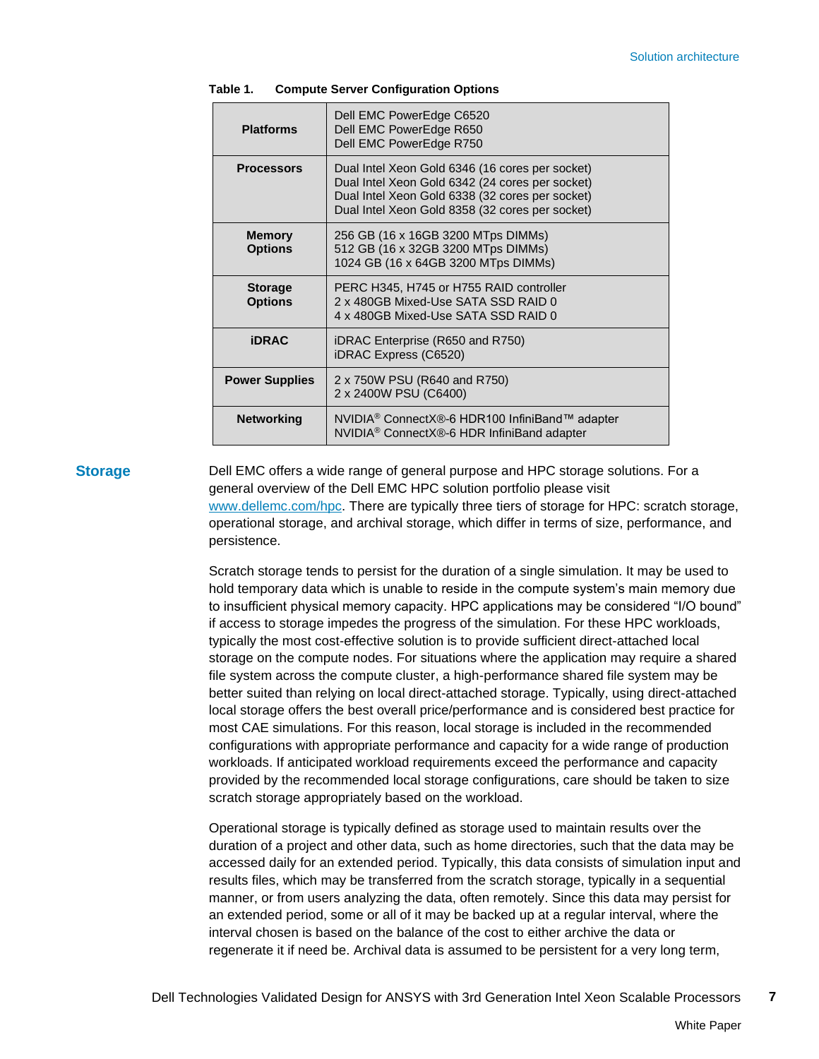**Table 1. Compute Server Configuration Options**

| | |
|---|---|
| **Platforms** | Dell EMC PowerEdge C6520<br>Dell EMC PowerEdge R650<br>Dell EMC PowerEdge R750 |
| **Processors** | Dual Intel Xeon Gold 6346 (16 cores per socket)<br>Dual Intel Xeon Gold 6342 (24 cores per socket)<br>Dual Intel Xeon Gold 6338 (32 cores per socket)<br>Dual Intel Xeon Gold 8358 (32 cores per socket) |
| **Memory Options** | 256 GB (16 x 16GB 3200 MTps DIMMs)<br>512 GB (16 x 32GB 3200 MTps DIMMs)<br>1024 GB (16 x 64GB 3200 MTps DIMMs) |
| **Storage Options** | PERC H345, H745 or H755 RAID controller<br>2 x 480GB Mixed-Use SATA SSD RAID 0<br>4 x 480GB Mixed-Use SATA SSD RAID 0 |
| **iDRAC** | iDRAC Enterprise (R650 and R750)<br>iDRAC Express (C6520) |
| **Power Supplies** | 2 x 750W PSU (R640 and R750)<br>2 x 2400W PSU (C6400) |
| **Networking** | NVIDIA® ConnectX®-6 HDR100 InfiniBand™ adapter<br>NVIDIA® ConnectX®-6 HDR InfiniBand adapter |

## Storage

Dell EMC offers a wide range of general purpose and HPC storage solutions. For a general overview of the Dell EMC HPC solution portfolio please visit www.dellemc.com/hpc. There are typically three tiers of storage for HPC: scratch storage, operational storage, and archival storage, which differ in terms of size, performance, and persistence.

Scratch storage tends to persist for the duration of a single simulation. It may be used to hold temporary data which is unable to reside in the compute system's main memory due to insufficient physical memory capacity. HPC applications may be considered "I/O bound" if access to storage impedes the progress of the simulation. For these HPC workloads, typically the most cost-effective solution is to provide sufficient direct-attached local storage on the compute nodes. For situations where the application may require a shared file system across the compute cluster, a high-performance shared file system may be better suited than relying on local direct-attached storage. Typically, using direct-attached local storage offers the best overall price/performance and is considered best practice for most CAE simulations. For this reason, local storage is included in the recommended configurations with appropriate performance and capacity for a wide range of production workloads. If anticipated workload requirements exceed the performance and capacity provided by the recommended local storage configurations, care should be taken to size scratch storage appropriately based on the workload.

Operational storage is typically defined as storage used to maintain results over the duration of a project and other data, such as home directories, such that the data may be accessed daily for an extended period. Typically, this data consists of simulation input and results files, which may be transferred from the scratch storage, typically in a sequential manner, or from users analyzing the data, often remotely. Since this data may persist for an extended period, some or all of it may be backed up at a regular interval, where the interval chosen is based on the balance of the cost to either archive the data or regenerate it if need be. Archival data is assumed to be persistent for a very long term,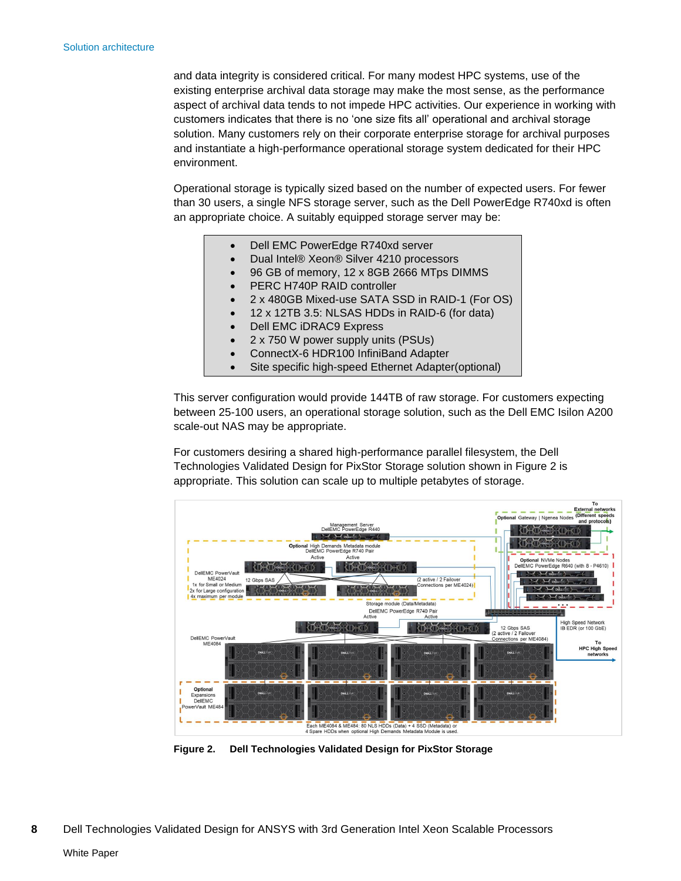and data integrity is considered critical. For many modest HPC systems, use of the existing enterprise archival data storage may make the most sense, as the performance aspect of archival data tends to not impede HPC activities. Our experience in working with customers indicates that there is no 'one size fits all' operational and archival storage solution. Many customers rely on their corporate enterprise storage for archival purposes and instantiate a high-performance operational storage system dedicated for their HPC environment.

Operational storage is typically sized based on the number of expected users. For fewer than 30 users, a single NFS storage server, such as the Dell PowerEdge R740xd is often an appropriate choice. A suitably equipped storage server may be:

- Dell EMC PowerEdge R740xd server
- Dual Intel® Xeon® Silver 4210 processors
- 96 GB of memory, 12 x 8GB 2666 MTps DIMMS
- PERC H740P RAID controller
- 2 x 480GB Mixed-use SATA SSD in RAID-1 (For OS)
- 12 x 12TB 3.5: NLSAS HDDs in RAID-6 (for data)
- Dell EMC iDRAC9 Express
- 2 x 750 W power supply units (PSUs)
- ConnectX-6 HDR100 InfiniBand Adapter
- Site specific high-speed Ethernet Adapter(optional)

This server configuration would provide 144TB of raw storage. For customers expecting between 25-100 users, an operational storage solution, such as the Dell EMC Isilon A200 scale-out NAS may be appropriate.

For customers desiring a shared high-performance parallel filesystem, the Dell Technologies Validated Design for PixStor Storage solution shown in Figure 2 is appropriate. This solution can scale up to multiple petabytes of storage.

**Figure 2. Dell Technologies Validated Design for PixStor Storage**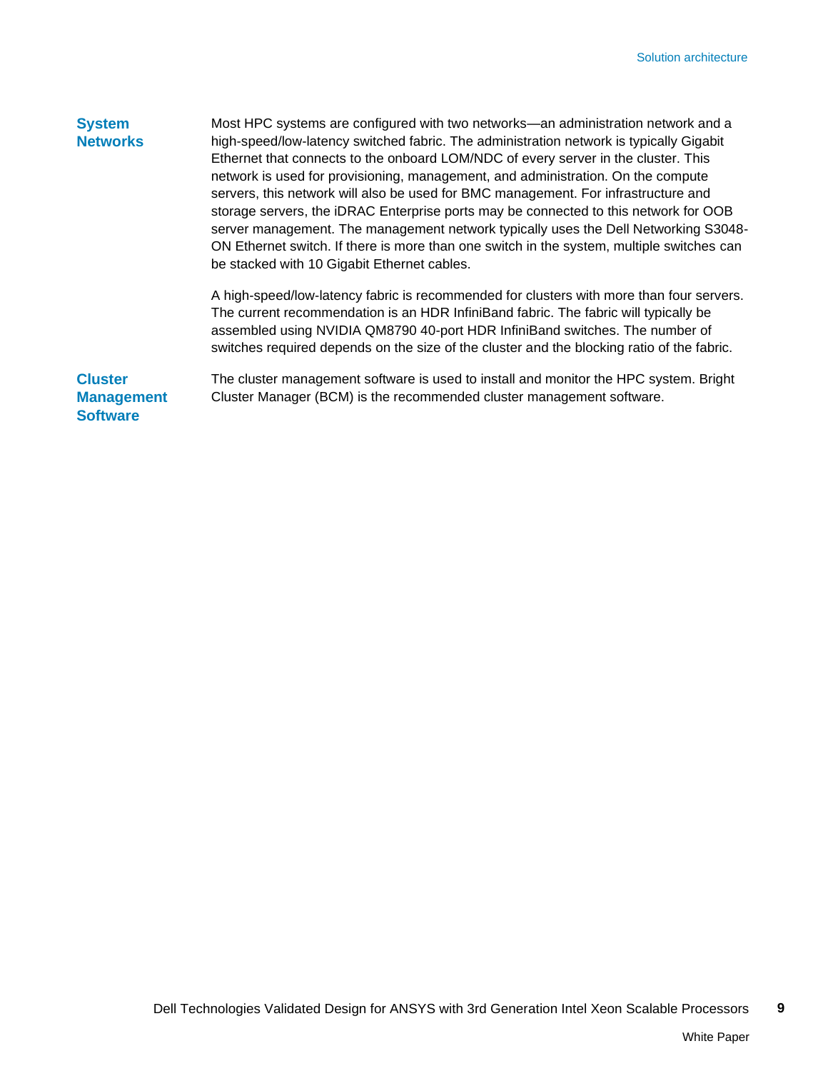### System Networks

Most HPC systems are configured with two networks—an administration network and a high-speed/low-latency switched fabric. The administration network is typically Gigabit Ethernet that connects to the onboard LOM/NDC of every server in the cluster. This network is used for provisioning, management, and administration. On the compute servers, this network will also be used for BMC management. For infrastructure and storage servers, the iDRAC Enterprise ports may be connected to this network for OOB server management. The management network typically uses the Dell Networking S3048-ON Ethernet switch. If there is more than one switch in the system, multiple switches can be stacked with 10 Gigabit Ethernet cables.

A high-speed/low-latency fabric is recommended for clusters with more than four servers. The current recommendation is an HDR InfiniBand fabric. The fabric will typically be assembled using NVIDIA QM8790 40-port HDR InfiniBand switches. The number of switches required depends on the size of the cluster and the blocking ratio of the fabric.

### Cluster Management Software

The cluster management software is used to install and monitor the HPC system. Bright Cluster Manager (BCM) is the recommended cluster management software.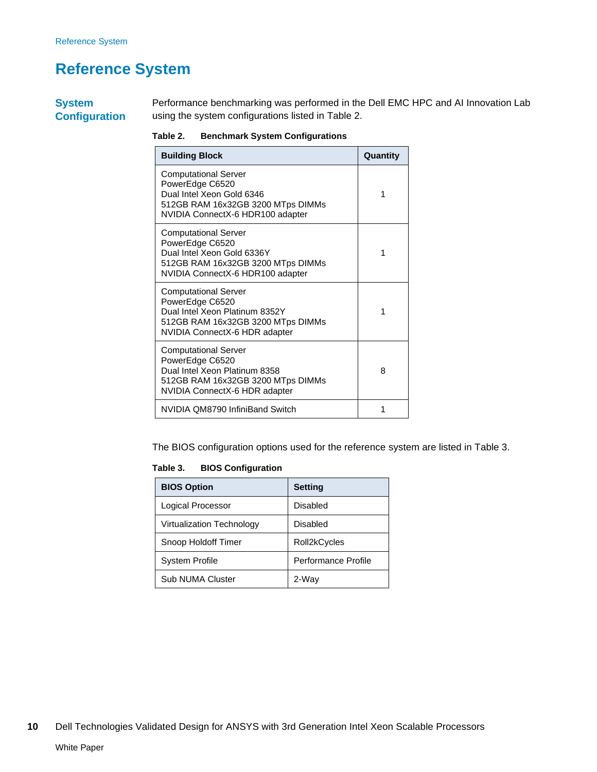# Reference System

## System Configuration

Performance benchmarking was performed in the Dell EMC HPC and AI Innovation Lab using the system configurations listed in Table 2.

**Table 2. Benchmark System Configurations**

| Building Block | Quantity |
|---|---|
| Computational Server<br>PowerEdge C6520<br>Dual Intel Xeon Gold 6346<br>512GB RAM 16x32GB 3200 MTps DIMMs<br>NVIDIA ConnectX-6 HDR100 adapter | 1 |
| Computational Server<br>PowerEdge C6520<br>Dual Intel Xeon Gold 6336Y<br>512GB RAM 16x32GB 3200 MTps DIMMs<br>NVIDIA ConnectX-6 HDR100 adapter | 1 |
| Computational Server<br>PowerEdge C6520<br>Dual Intel Xeon Platinum 8352Y<br>512GB RAM 16x32GB 3200 MTps DIMMs<br>NVIDIA ConnectX-6 HDR adapter | 1 |
| Computational Server<br>PowerEdge C6520<br>Dual Intel Xeon Platinum 8358<br>512GB RAM 16x32GB 3200 MTps DIMMs<br>NVIDIA ConnectX-6 HDR adapter | 8 |
| NVIDIA QM8790 InfiniBand Switch | 1 |

The BIOS configuration options used for the reference system are listed in Table 3.

**Table 3. BIOS Configuration**

| BIOS Option | Setting |
|---|---|
| Logical Processor | Disabled |
| Virtualization Technology | Disabled |
| Snoop Holdoff Timer | Roll2kCycles |
| System Profile | Performance Profile |
| Sub NUMA Cluster | 2-Way |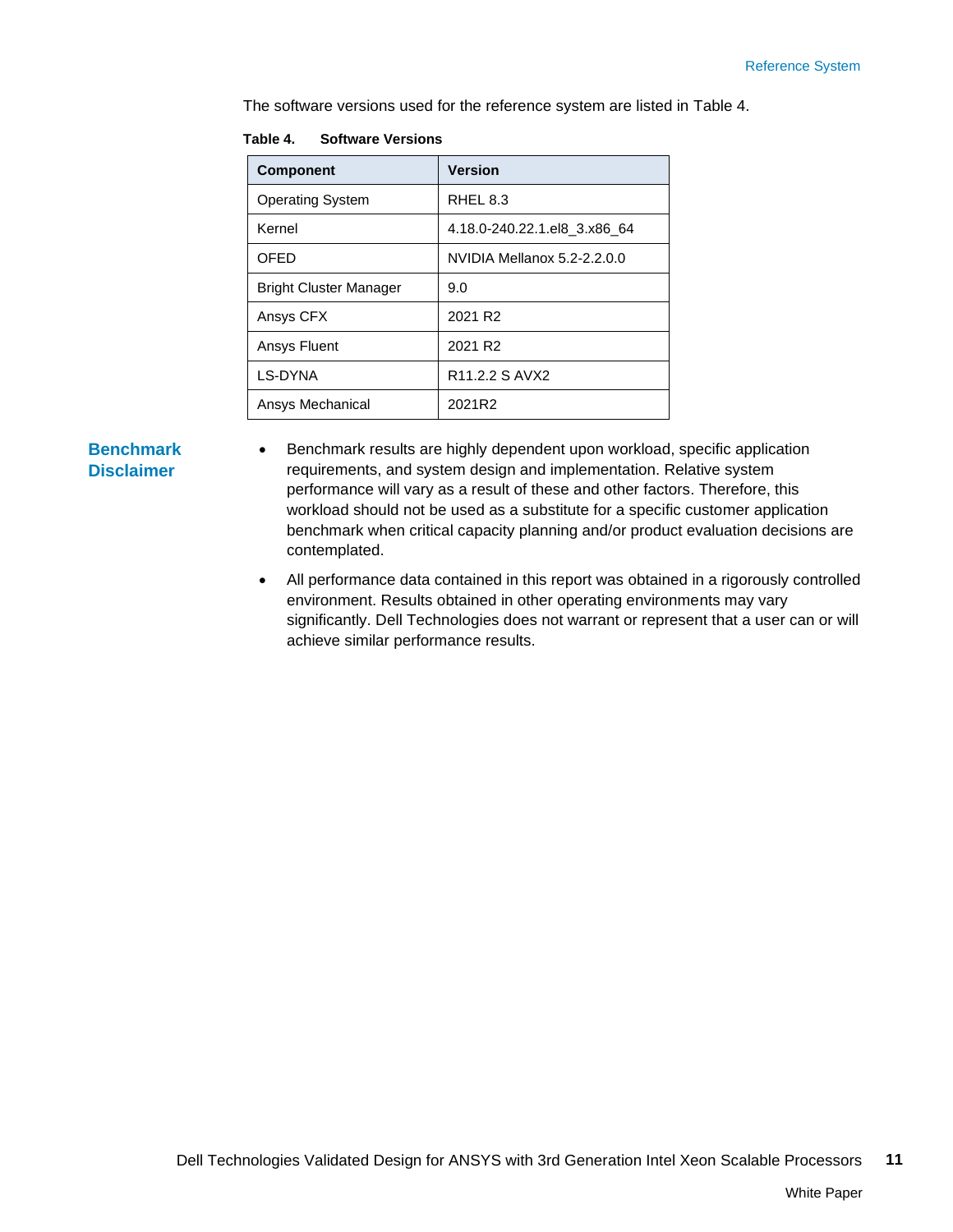The software versions used for the reference system are listed in Table 4.

**Table 4. Software Versions**

| Component | Version |
|---|---|
| Operating System | RHEL 8.3 |
| Kernel | 4.18.0-240.22.1.el8_3.x86_64 |
| OFED | NVIDIA Mellanox 5.2-2.2.0.0 |
| Bright Cluster Manager | 9.0 |
| Ansys CFX | 2021 R2 |
| Ansys Fluent | 2021 R2 |
| LS-DYNA | R11.2.2 S AVX2 |
| Ansys Mechanical | 2021R2 |

## Benchmark Disclaimer

- Benchmark results are highly dependent upon workload, specific application requirements, and system design and implementation. Relative system performance will vary as a result of these and other factors. Therefore, this workload should not be used as a substitute for a specific customer application benchmark when critical capacity planning and/or product evaluation decisions are contemplated.
- All performance data contained in this report was obtained in a rigorously controlled environment. Results obtained in other operating environments may vary significantly. Dell Technologies does not warrant or represent that a user can or will achieve similar performance results.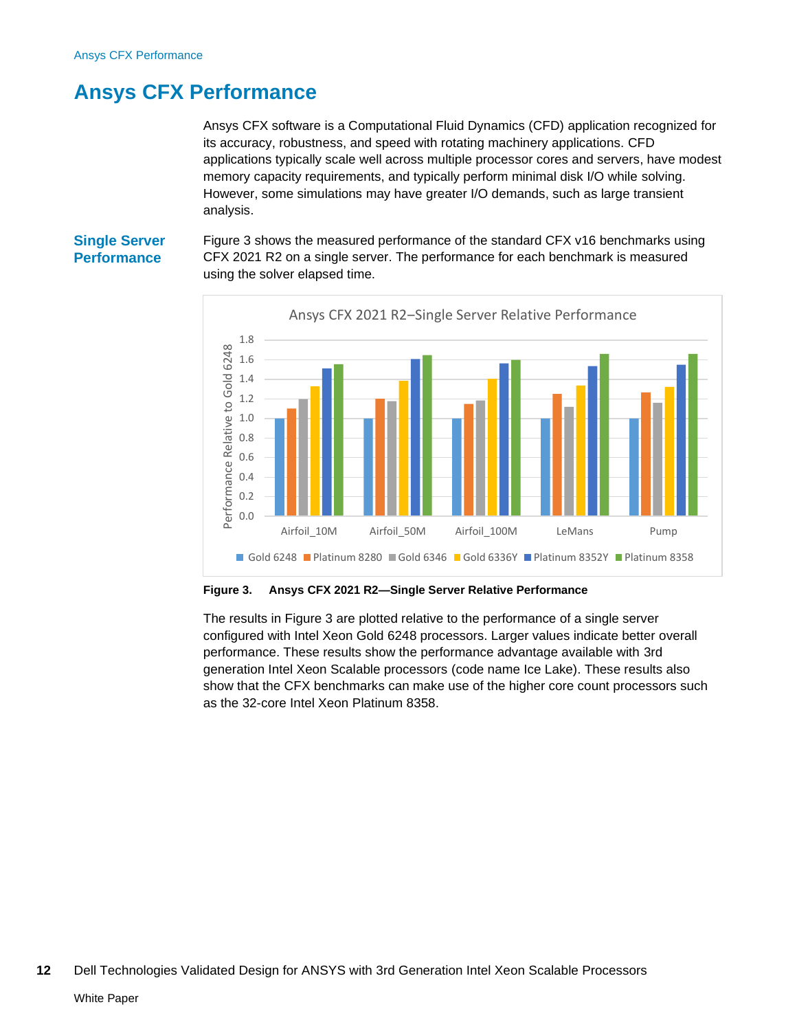# Ansys CFX Performance

Ansys CFX software is a Computational Fluid Dynamics (CFD) application recognized for its accuracy, robustness, and speed with rotating machinery applications. CFD applications typically scale well across multiple processor cores and servers, have modest memory capacity requirements, and typically perform minimal disk I/O while solving. However, some simulations may have greater I/O demands, such as large transient analysis.

## Single Server Performance

Figure 3 shows the measured performance of the standard CFX v16 benchmarks using CFX 2021 R2 on a single server. The performance for each benchmark is measured using the solver elapsed time.

**Figure 3. Ansys CFX 2021 R2—Single Server Relative Performance**

The results in Figure 3 are plotted relative to the performance of a single server configured with Intel Xeon Gold 6248 processors. Larger values indicate better overall performance. These results show the performance advantage available with 3rd generation Intel Xeon Scalable processors (code name Ice Lake). These results also show that the CFX benchmarks can make use of the higher core count processors such as the 32-core Intel Xeon Platinum 8358.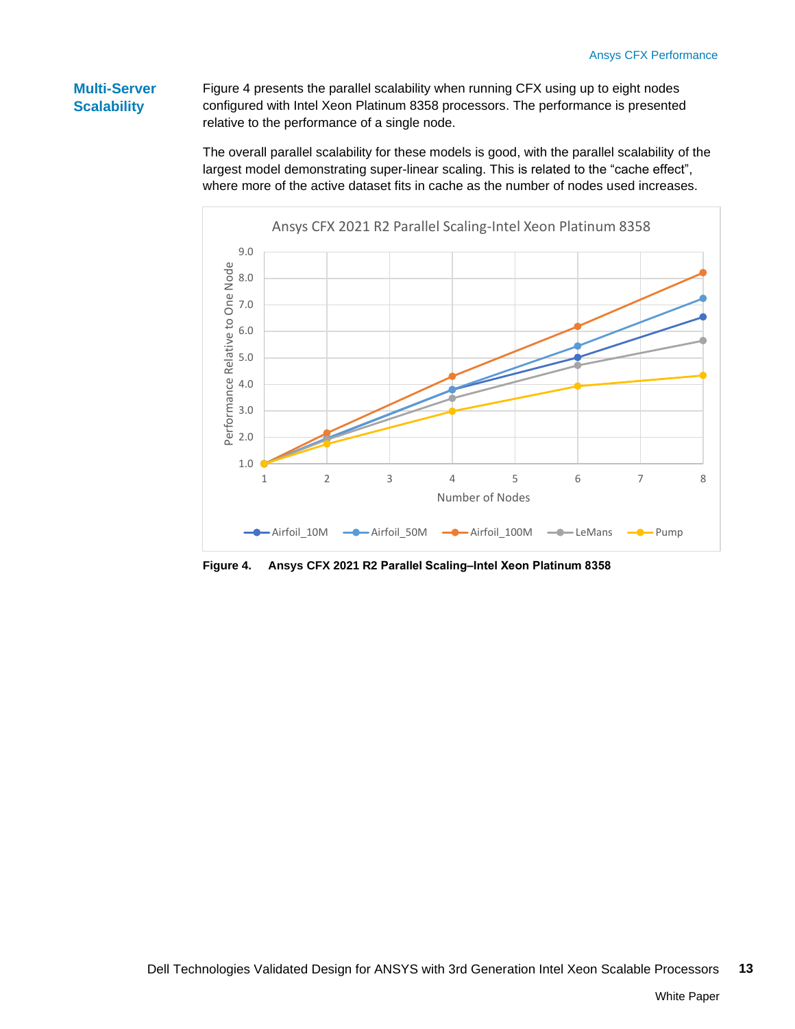## Multi-Server Scalability

Figure 4 presents the parallel scalability when running CFX using up to eight nodes configured with Intel Xeon Platinum 8358 processors. The performance is presented relative to the performance of a single node.

The overall parallel scalability for these models is good, with the parallel scalability of the largest model demonstrating super-linear scaling. This is related to the "cache effect", where more of the active dataset fits in cache as the number of nodes used increases.

**Figure 4. Ansys CFX 2021 R2 Parallel Scaling–Intel Xeon Platinum 8358**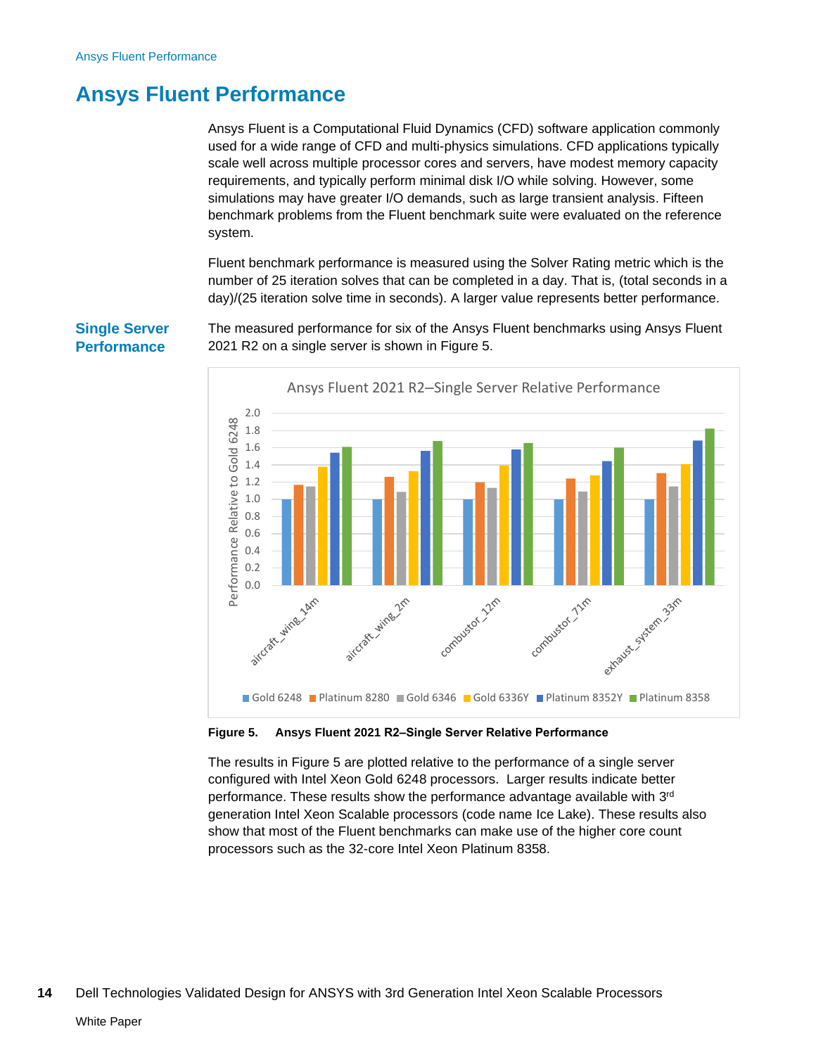# Ansys Fluent Performance

Ansys Fluent is a Computational Fluid Dynamics (CFD) software application commonly used for a wide range of CFD and multi-physics simulations. CFD applications typically scale well across multiple processor cores and servers, have modest memory capacity requirements, and typically perform minimal disk I/O while solving. However, some simulations may have greater I/O demands, such as large transient analysis. Fifteen benchmark problems from the Fluent benchmark suite were evaluated on the reference system.

Fluent benchmark performance is measured using the Solver Rating metric which is the number of 25 iteration solves that can be completed in a day. That is, (total seconds in a day)/(25 iteration solve time in seconds). A larger value represents better performance.

## Single Server Performance

The measured performance for six of the Ansys Fluent benchmarks using Ansys Fluent 2021 R2 on a single server is shown in Figure 5.

**Figure 5. Ansys Fluent 2021 R2–Single Server Relative Performance**

The results in Figure 5 are plotted relative to the performance of a single server configured with Intel Xeon Gold 6248 processors. Larger results indicate better performance. These results show the performance advantage available with 3rd generation Intel Xeon Scalable processors (code name Ice Lake). These results also show that most of the Fluent benchmarks can make use of the higher core count processors such as the 32-core Intel Xeon Platinum 8358.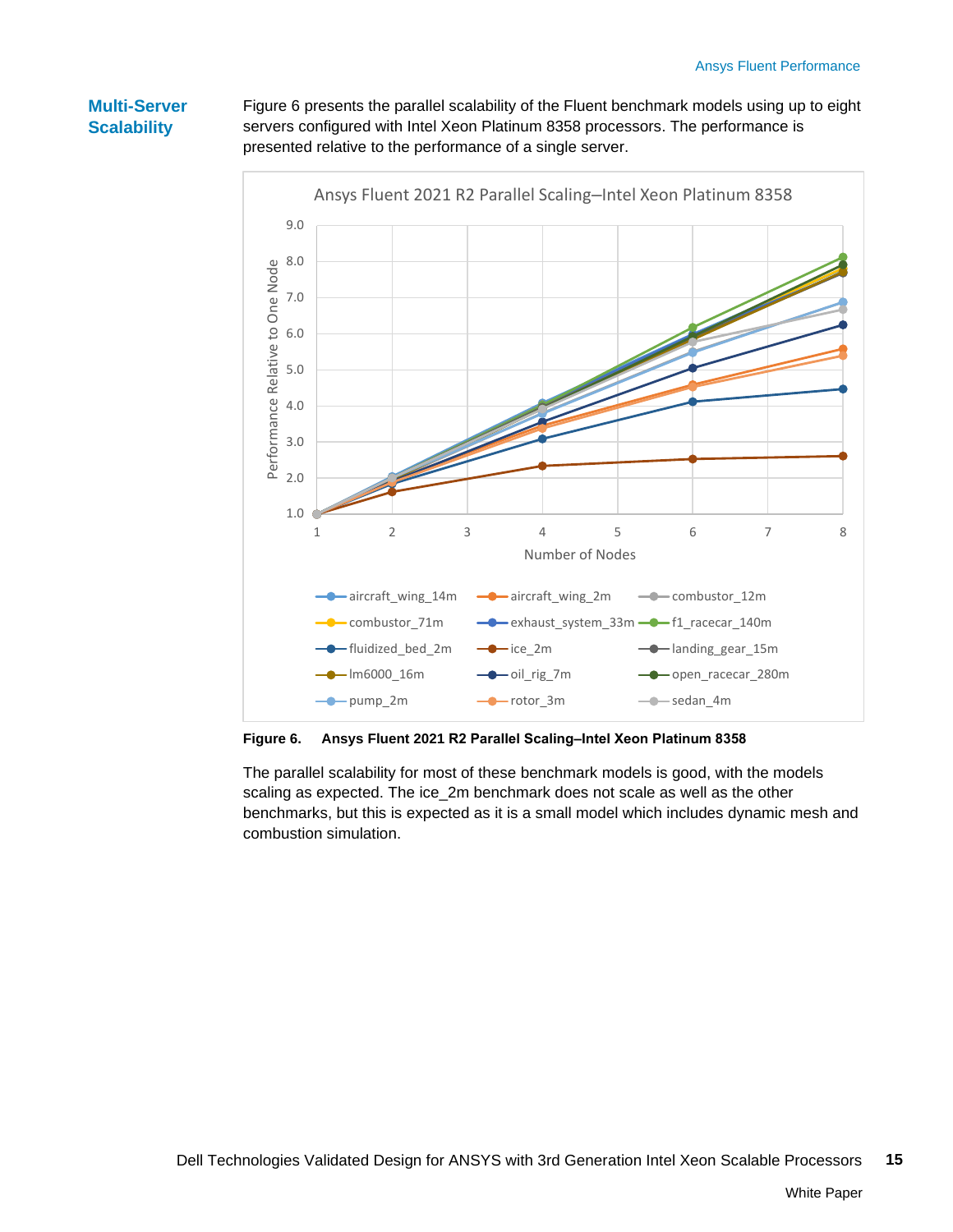## Multi-Server Scalability

Figure 6 presents the parallel scalability of the Fluent benchmark models using up to eight servers configured with Intel Xeon Platinum 8358 processors. The performance is presented relative to the performance of a single server.

**Figure 6. Ansys Fluent 2021 R2 Parallel Scaling–Intel Xeon Platinum 8358**

The parallel scalability for most of these benchmark models is good, with the models scaling as expected. The ice_2m benchmark does not scale as well as the other benchmarks, but this is expected as it is a small model which includes dynamic mesh and combustion simulation.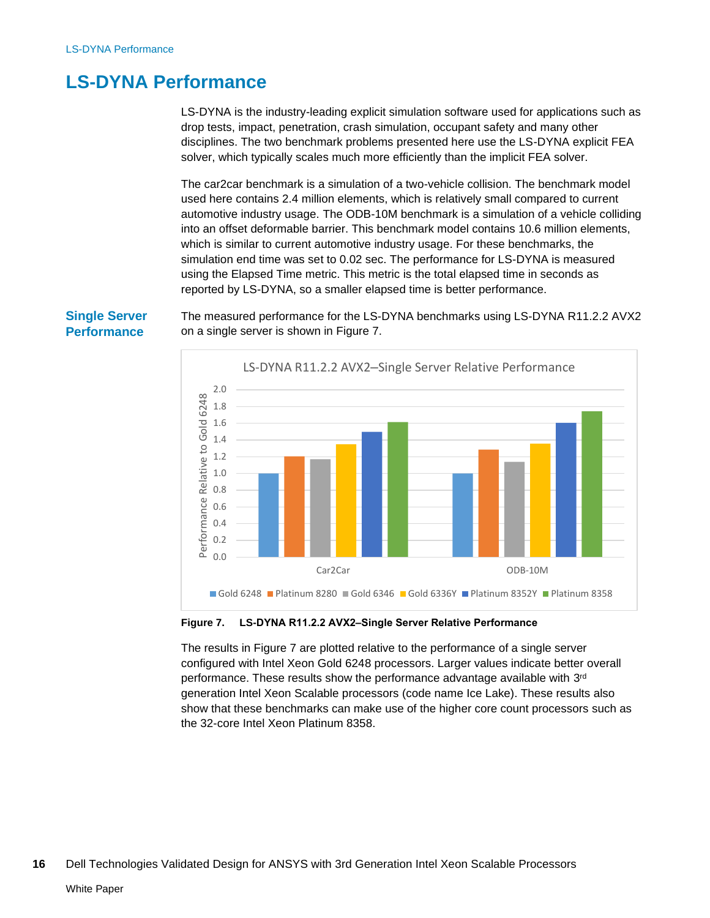# LS-DYNA Performance

LS-DYNA is the industry-leading explicit simulation software used for applications such as drop tests, impact, penetration, crash simulation, occupant safety and many other disciplines. The two benchmark problems presented here use the LS-DYNA explicit FEA solver, which typically scales much more efficiently than the implicit FEA solver.

The car2car benchmark is a simulation of a two-vehicle collision. The benchmark model used here contains 2.4 million elements, which is relatively small compared to current automotive industry usage. The ODB-10M benchmark is a simulation of a vehicle colliding into an offset deformable barrier. This benchmark model contains 10.6 million elements, which is similar to current automotive industry usage. For these benchmarks, the simulation end time was set to 0.02 sec. The performance for LS-DYNA is measured using the Elapsed Time metric. This metric is the total elapsed time in seconds as reported by LS-DYNA, so a smaller elapsed time is better performance.

## Single Server Performance

The measured performance for the LS-DYNA benchmarks using LS-DYNA R11.2.2 AVX2 on a single server is shown in Figure 7.

**Figure 7. LS-DYNA R11.2.2 AVX2–Single Server Relative Performance**

The results in Figure 7 are plotted relative to the performance of a single server configured with Intel Xeon Gold 6248 processors. Larger values indicate better overall performance. These results show the performance advantage available with 3rd generation Intel Xeon Scalable processors (code name Ice Lake). These results also show that these benchmarks can make use of the higher core count processors such as the 32-core Intel Xeon Platinum 8358.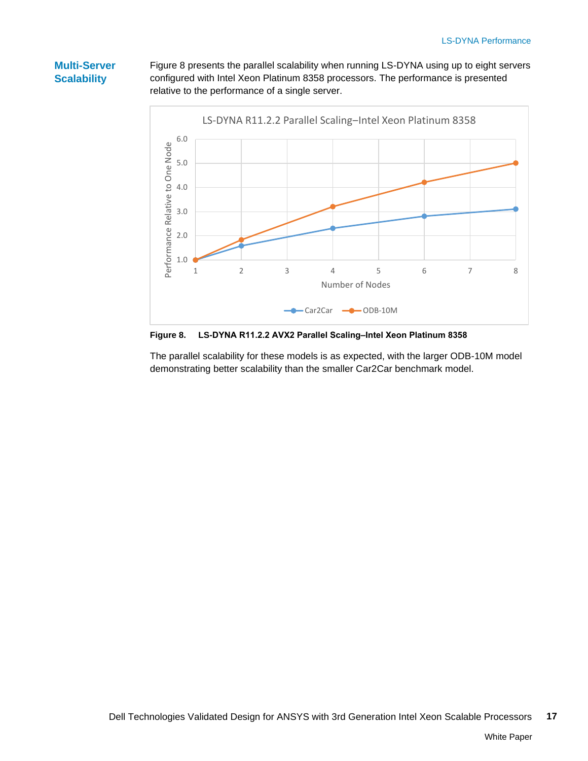## Multi-Server Scalability

Figure 8 presents the parallel scalability when running LS-DYNA using up to eight servers configured with Intel Xeon Platinum 8358 processors. The performance is presented relative to the performance of a single server.

**Figure 8. LS-DYNA R11.2.2 AVX2 Parallel Scaling–Intel Xeon Platinum 8358**

The parallel scalability for these models is as expected, with the larger ODB-10M model demonstrating better scalability than the smaller Car2Car benchmark model.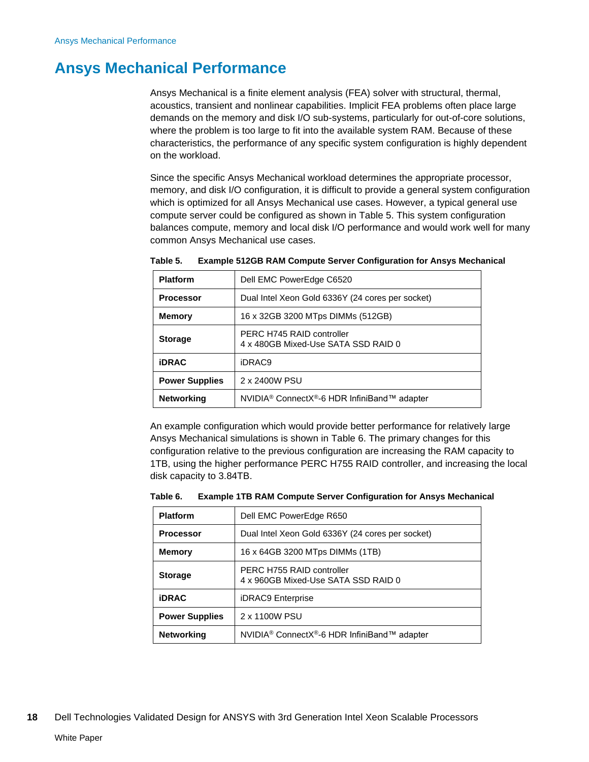# Ansys Mechanical Performance

Ansys Mechanical is a finite element analysis (FEA) solver with structural, thermal, acoustics, transient and nonlinear capabilities. Implicit FEA problems often place large demands on the memory and disk I/O sub-systems, particularly for out-of-core solutions, where the problem is too large to fit into the available system RAM. Because of these characteristics, the performance of any specific system configuration is highly dependent on the workload.

Since the specific Ansys Mechanical workload determines the appropriate processor, memory, and disk I/O configuration, it is difficult to provide a general system configuration which is optimized for all Ansys Mechanical use cases. However, a typical general use compute server could be configured as shown in Table 5. This system configuration balances compute, memory and local disk I/O performance and would work well for many common Ansys Mechanical use cases.

**Table 5. Example 512GB RAM Compute Server Configuration for Ansys Mechanical**

| | |
|---|---|
| **Platform** | Dell EMC PowerEdge C6520 |
| **Processor** | Dual Intel Xeon Gold 6336Y (24 cores per socket) |
| **Memory** | 16 x 32GB 3200 MTps DIMMs (512GB) |
| **Storage** | PERC H745 RAID controller<br>4 x 480GB Mixed-Use SATA SSD RAID 0 |
| **iDRAC** | iDRAC9 |
| **Power Supplies** | 2 x 2400W PSU |
| **Networking** | NVIDIA® ConnectX®-6 HDR InfiniBand™ adapter |

An example configuration which would provide better performance for relatively large Ansys Mechanical simulations is shown in Table 6. The primary changes for this configuration relative to the previous configuration are increasing the RAM capacity to 1TB, using the higher performance PERC H755 RAID controller, and increasing the local disk capacity to 3.84TB.

**Table 6. Example 1TB RAM Compute Server Configuration for Ansys Mechanical**

| | |
|---|---|
| **Platform** | Dell EMC PowerEdge R650 |
| **Processor** | Dual Intel Xeon Gold 6336Y (24 cores per socket) |
| **Memory** | 16 x 64GB 3200 MTps DIMMs (1TB) |
| **Storage** | PERC H755 RAID controller<br>4 x 960GB Mixed-Use SATA SSD RAID 0 |
| **iDRAC** | iDRAC9 Enterprise |
| **Power Supplies** | 2 x 1100W PSU |
| **Networking** | NVIDIA® ConnectX®-6 HDR InfiniBand™ adapter |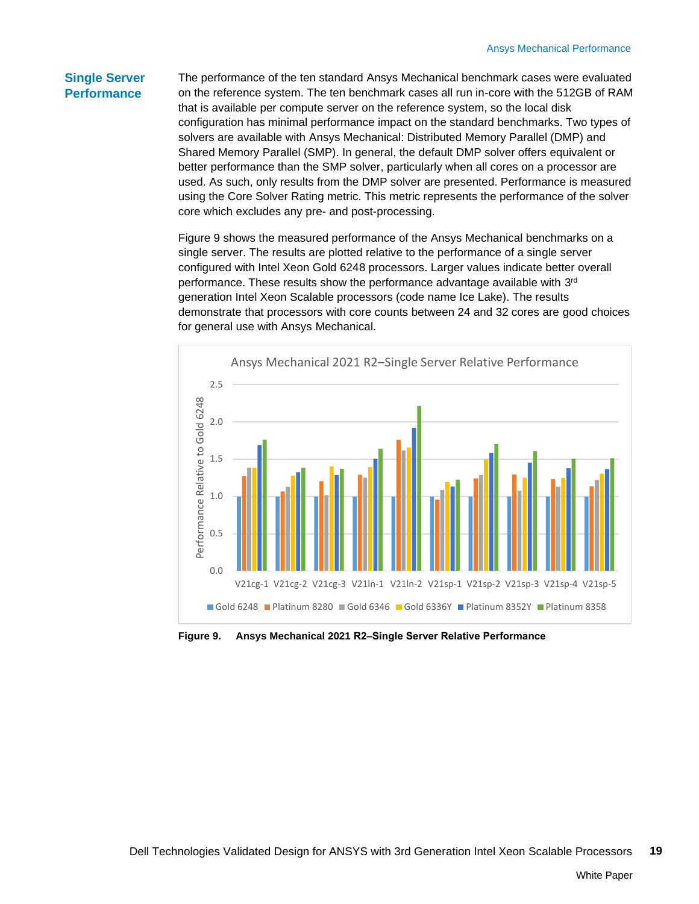## Single Server Performance

The performance of the ten standard Ansys Mechanical benchmark cases were evaluated on the reference system. The ten benchmark cases all run in-core with the 512GB of RAM that is available per compute server on the reference system, so the local disk configuration has minimal performance impact on the standard benchmarks. Two types of solvers are available with Ansys Mechanical: Distributed Memory Parallel (DMP) and Shared Memory Parallel (SMP). In general, the default DMP solver offers equivalent or better performance than the SMP solver, particularly when all cores on a processor are used. As such, only results from the DMP solver are presented. Performance is measured using the Core Solver Rating metric. This metric represents the performance of the solver core which excludes any pre- and post-processing.

Figure 9 shows the measured performance of the Ansys Mechanical benchmarks on a single server. The results are plotted relative to the performance of a single server configured with Intel Xeon Gold 6248 processors. Larger values indicate better overall performance. These results show the performance advantage available with 3rd generation Intel Xeon Scalable processors (code name Ice Lake). The results demonstrate that processors with core counts between 24 and 32 cores are good choices for general use with Ansys Mechanical.

**Figure 9. Ansys Mechanical 2021 R2–Single Server Relative Performance**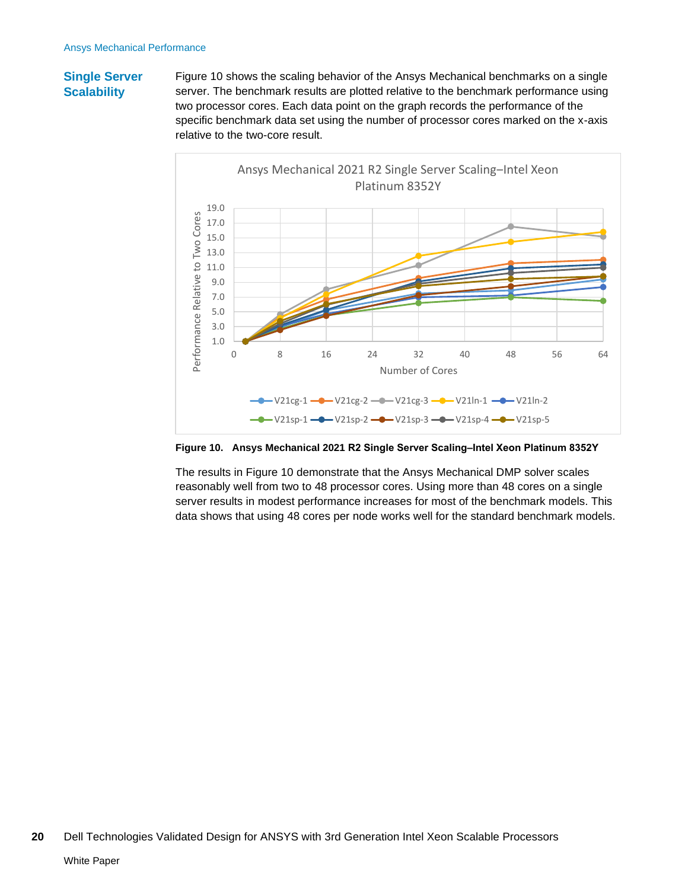## Single Server Scalability

Figure 10 shows the scaling behavior of the Ansys Mechanical benchmarks on a single server. The benchmark results are plotted relative to the benchmark performance using two processor cores. Each data point on the graph records the performance of the specific benchmark data set using the number of processor cores marked on the x-axis relative to the two-core result.

**Figure 10. Ansys Mechanical 2021 R2 Single Server Scaling–Intel Xeon Platinum 8352Y**

The results in Figure 10 demonstrate that the Ansys Mechanical DMP solver scales reasonably well from two to 48 processor cores. Using more than 48 cores on a single server results in modest performance increases for most of the benchmark models. This data shows that using 48 cores per node works well for the standard benchmark models.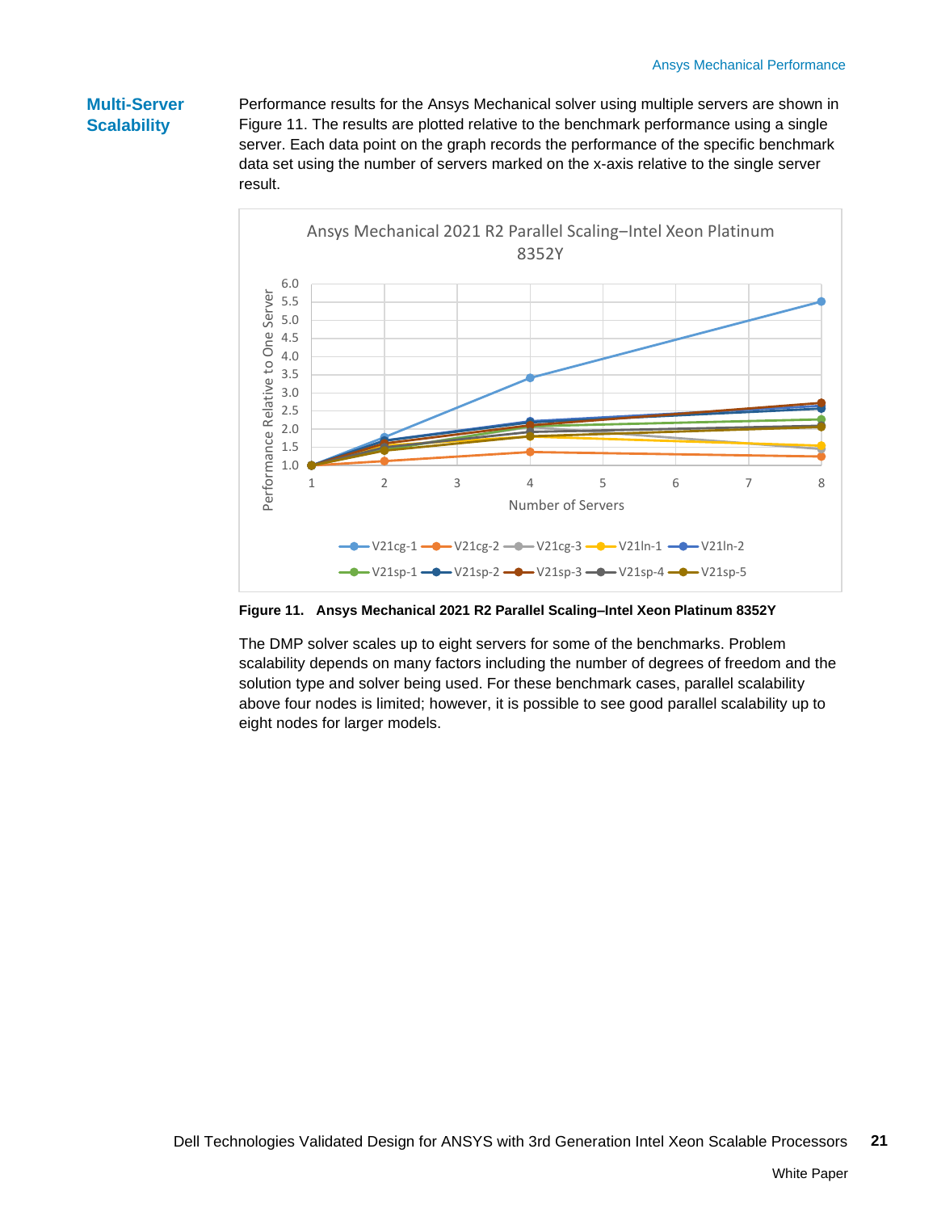## Multi-Server Scalability

Performance results for the Ansys Mechanical solver using multiple servers are shown in Figure 11. The results are plotted relative to the benchmark performance using a single server. Each data point on the graph records the performance of the specific benchmark data set using the number of servers marked on the x-axis relative to the single server result.

**Figure 11. Ansys Mechanical 2021 R2 Parallel Scaling–Intel Xeon Platinum 8352Y**

The DMP solver scales up to eight servers for some of the benchmarks. Problem scalability depends on many factors including the number of degrees of freedom and the solution type and solver being used. For these benchmark cases, parallel scalability above four nodes is limited; however, it is possible to see good parallel scalability up to eight nodes for larger models.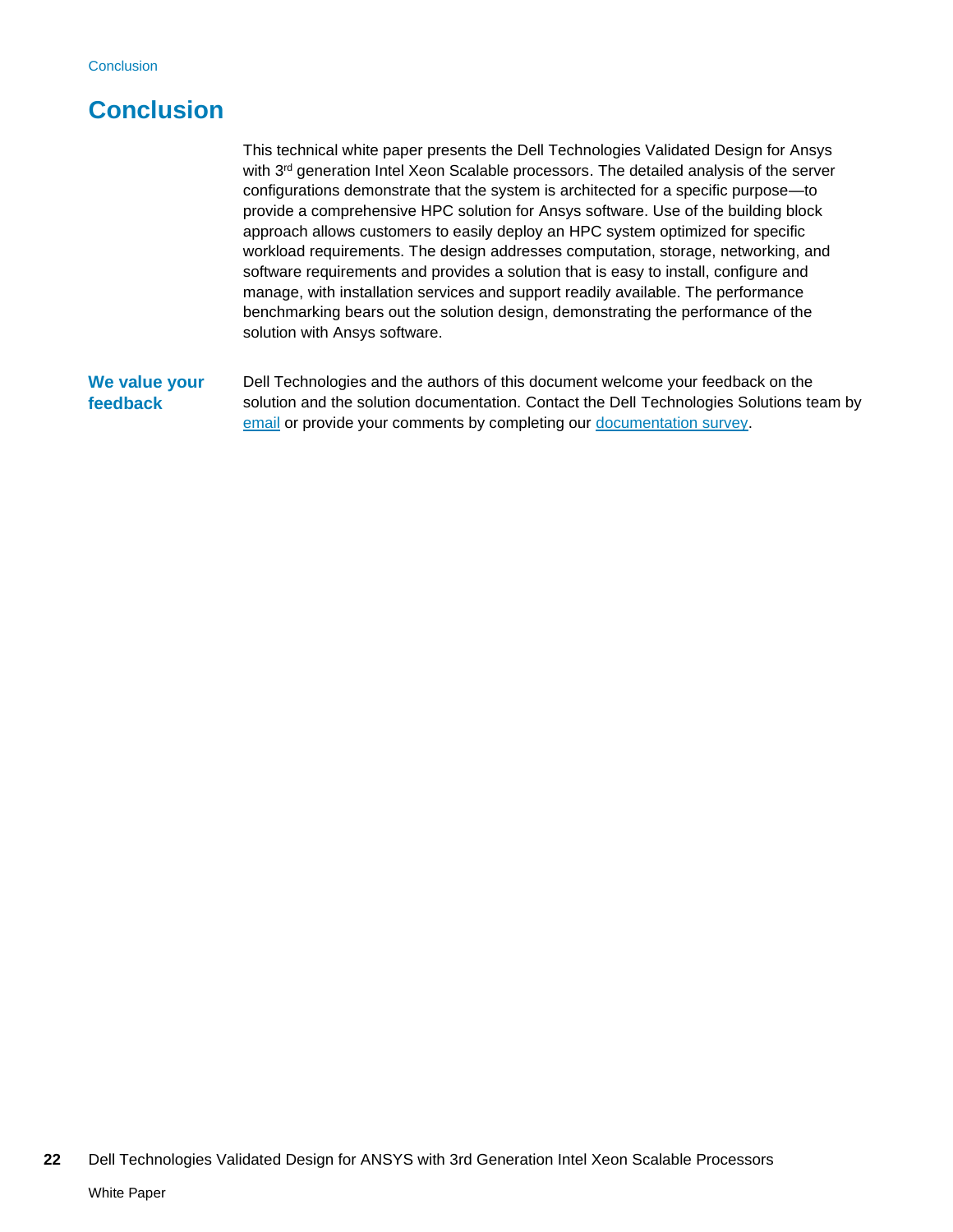# Conclusion

This technical white paper presents the Dell Technologies Validated Design for Ansys with 3rd generation Intel Xeon Scalable processors. The detailed analysis of the server configurations demonstrate that the system is architected for a specific purpose—to provide a comprehensive HPC solution for Ansys software. Use of the building block approach allows customers to easily deploy an HPC system optimized for specific workload requirements. The design addresses computation, storage, networking, and software requirements and provides a solution that is easy to install, configure and manage, with installation services and support readily available. The performance benchmarking bears out the solution design, demonstrating the performance of the solution with Ansys software.

## We value your feedback

Dell Technologies and the authors of this document welcome your feedback on the solution and the solution documentation. Contact the Dell Technologies Solutions team by email or provide your comments by completing our documentation survey.